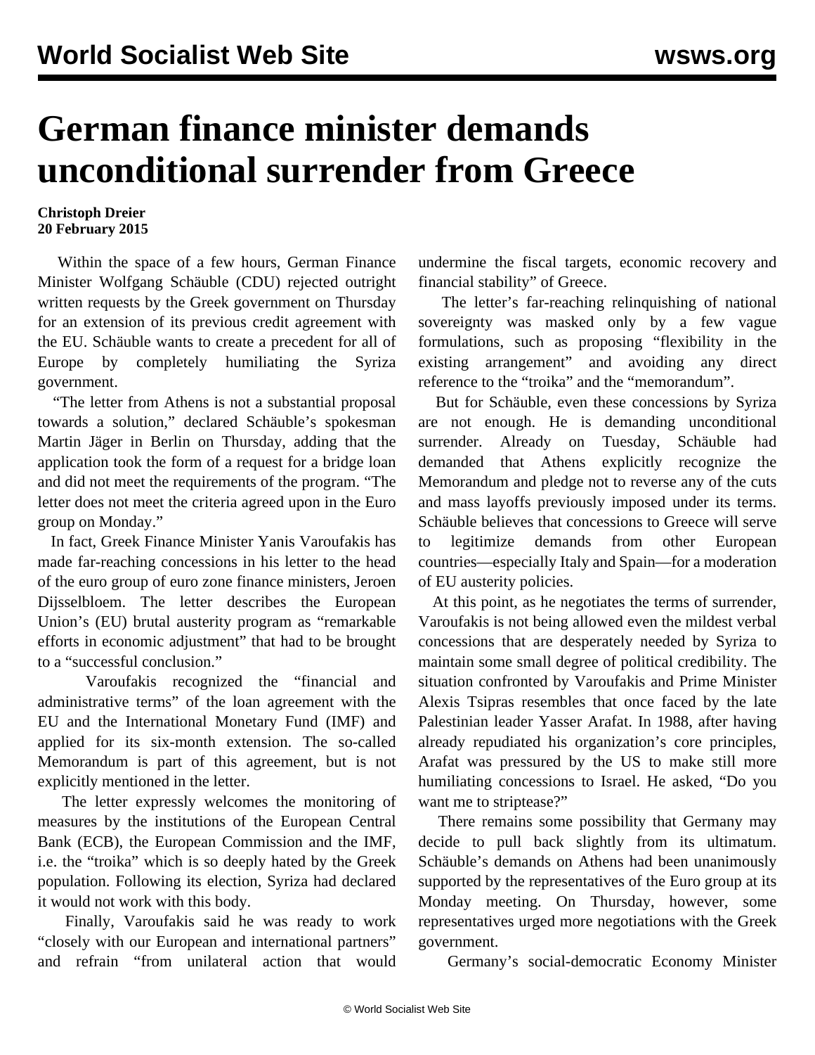# German finance minister demands unconditional surrender from Greece

**Christoph Dreier**
**20 February 2015**

Within the space of a few hours, German Finance Minister Wolfgang Schäuble (CDU) rejected outright written requests by the Greek government on Thursday for an extension of its previous credit agreement with the EU. Schäuble wants to create a precedent for all of Europe by completely humiliating the Syriza government.

"The letter from Athens is not a substantial proposal towards a solution," declared Schäuble's spokesman Martin Jäger in Berlin on Thursday, adding that the application took the form of a request for a bridge loan and did not meet the requirements of the program. "The letter does not meet the criteria agreed upon in the Euro group on Monday."

In fact, Greek Finance Minister Yanis Varoufakis has made far-reaching concessions in his letter to the head of the euro group of euro zone finance ministers, Jeroen Dijsselbloem. The letter describes the European Union's (EU) brutal austerity program as "remarkable efforts in economic adjustment" that had to be brought to a "successful conclusion."

Varoufakis recognized the "financial and administrative terms" of the loan agreement with the EU and the International Monetary Fund (IMF) and applied for its six-month extension. The so-called Memorandum is part of this agreement, but is not explicitly mentioned in the letter.

The letter expressly welcomes the monitoring of measures by the institutions of the European Central Bank (ECB), the European Commission and the IMF, i.e. the "troika" which is so deeply hated by the Greek population. Following its election, Syriza had declared it would not work with this body.

Finally, Varoufakis said he was ready to work "closely with our European and international partners" and refrain "from unilateral action that would undermine the fiscal targets, economic recovery and financial stability" of Greece.

The letter's far-reaching relinquishing of national sovereignty was masked only by a few vague formulations, such as proposing "flexibility in the existing arrangement" and avoiding any direct reference to the "troika" and the "memorandum".

But for Schäuble, even these concessions by Syriza are not enough. He is demanding unconditional surrender. Already on Tuesday, Schäuble had demanded that Athens explicitly recognize the Memorandum and pledge not to reverse any of the cuts and mass layoffs previously imposed under its terms. Schäuble believes that concessions to Greece will serve to legitimize demands from other European countries—especially Italy and Spain—for a moderation of EU austerity policies.

At this point, as he negotiates the terms of surrender, Varoufakis is not being allowed even the mildest verbal concessions that are desperately needed by Syriza to maintain some small degree of political credibility. The situation confronted by Varoufakis and Prime Minister Alexis Tsipras resembles that once faced by the late Palestinian leader Yasser Arafat. In 1988, after having already repudiated his organization's core principles, Arafat was pressured by the US to make still more humiliating concessions to Israel. He asked, "Do you want me to striptease?"

There remains some possibility that Germany may decide to pull back slightly from its ultimatum. Schäuble's demands on Athens had been unanimously supported by the representatives of the Euro group at its Monday meeting. On Thursday, however, some representatives urged more negotiations with the Greek government.

Germany's social-democratic Economy Minister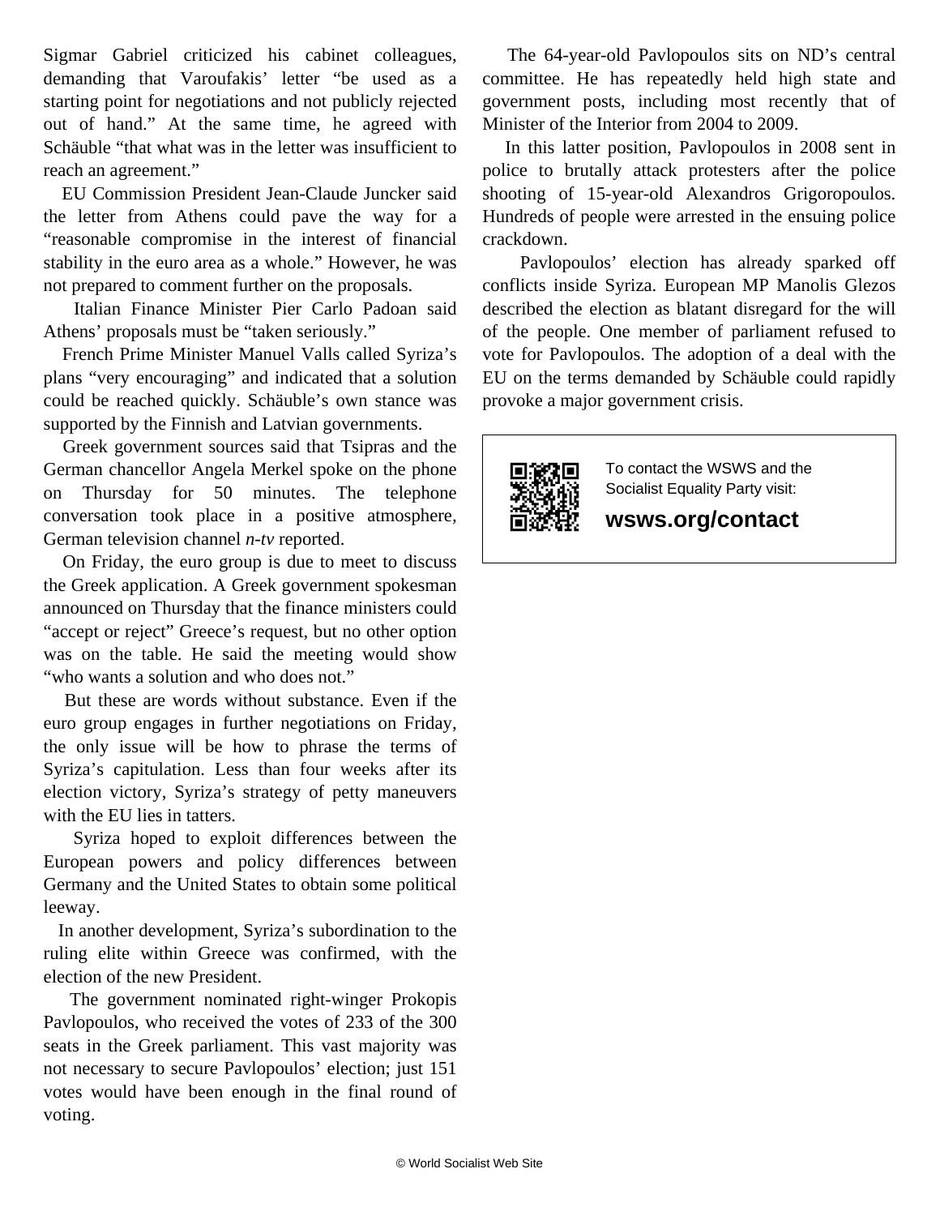Sigmar Gabriel criticized his cabinet colleagues, demanding that Varoufakis' letter "be used as a starting point for negotiations and not publicly rejected out of hand." At the same time, he agreed with Schäuble "that what was in the letter was insufficient to reach an agreement."

EU Commission President Jean-Claude Juncker said the letter from Athens could pave the way for a "reasonable compromise in the interest of financial stability in the euro area as a whole." However, he was not prepared to comment further on the proposals.

Italian Finance Minister Pier Carlo Padoan said Athens' proposals must be "taken seriously."

French Prime Minister Manuel Valls called Syriza's plans "very encouraging" and indicated that a solution could be reached quickly. Schäuble's own stance was supported by the Finnish and Latvian governments.

Greek government sources said that Tsipras and the German chancellor Angela Merkel spoke on the phone on Thursday for 50 minutes. The telephone conversation took place in a positive atmosphere, German television channel *n-tv* reported.

On Friday, the euro group is due to meet to discuss the Greek application. A Greek government spokesman announced on Thursday that the finance ministers could "accept or reject" Greece's request, but no other option was on the table. He said the meeting would show "who wants a solution and who does not."

But these are words without substance. Even if the euro group engages in further negotiations on Friday, the only issue will be how to phrase the terms of Syriza's capitulation. Less than four weeks after its election victory, Syriza's strategy of petty maneuvers with the EU lies in tatters.

Syriza hoped to exploit differences between the European powers and policy differences between Germany and the United States to obtain some political leeway.

In another development, Syriza's subordination to the ruling elite within Greece was confirmed, with the election of the new President.

The government nominated right-winger Prokopis Pavlopoulos, who received the votes of 233 of the 300 seats in the Greek parliament. This vast majority was not necessary to secure Pavlopoulos' election; just 151 votes would have been enough in the final round of voting.

The 64-year-old Pavlopoulos sits on ND's central committee. He has repeatedly held high state and government posts, including most recently that of Minister of the Interior from 2004 to 2009.

In this latter position, Pavlopoulos in 2008 sent in police to brutally attack protesters after the police shooting of 15-year-old Alexandros Grigoropoulos. Hundreds of people were arrested in the ensuing police crackdown.

Pavlopoulos' election has already sparked off conflicts inside Syriza. European MP Manolis Glezos described the election as blatant disregard for the will of the people. One member of parliament refused to vote for Pavlopoulos. The adoption of a deal with the EU on the terms demanded by Schäuble could rapidly provoke a major government crisis.

To contact the WSWS and the Socialist Equality Party visit:

**wsws.org/contact**